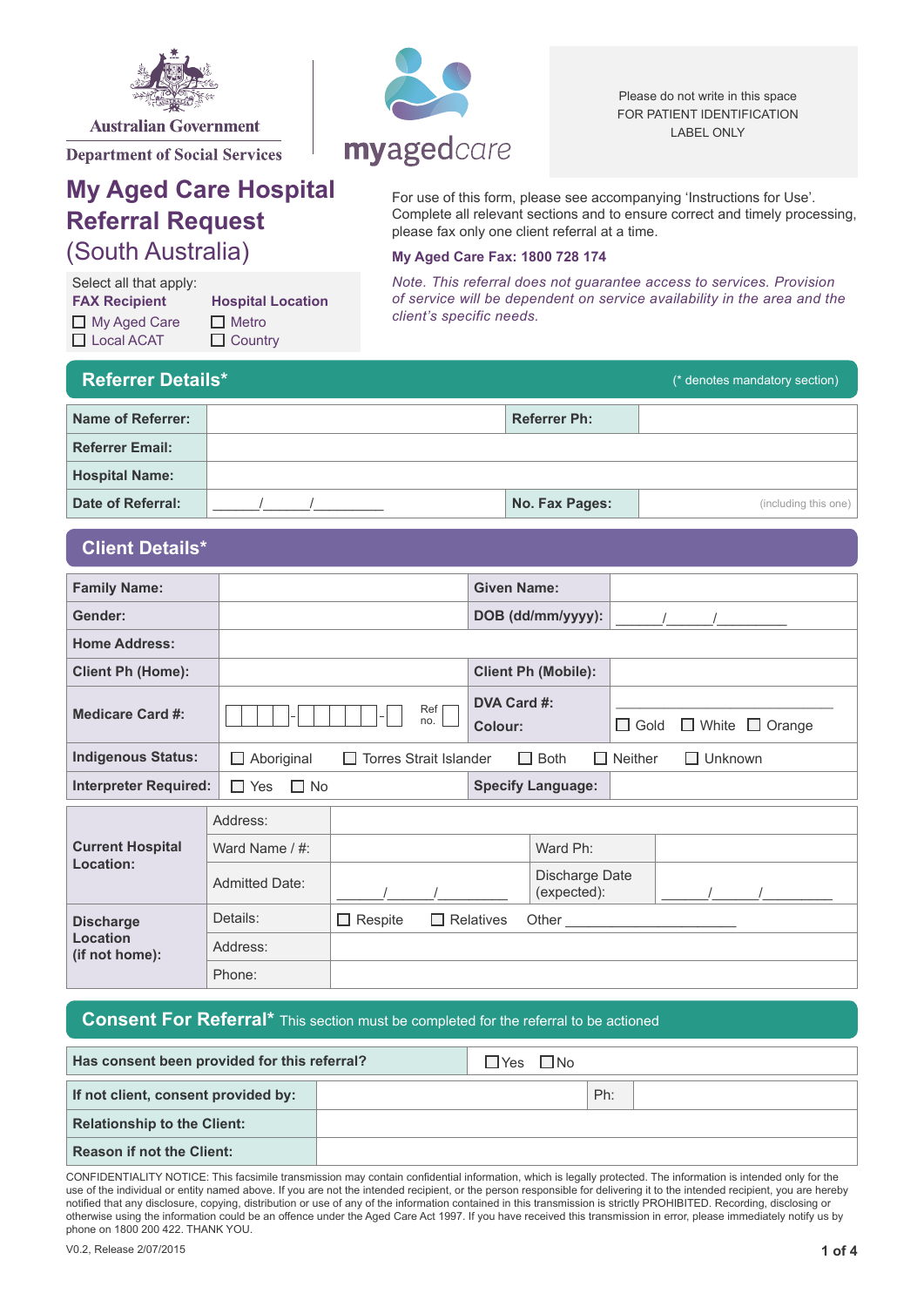Australian Government

Department of Social Services

myagedcare

Please do not write in this space
FOR PATIENT IDENTIFICATION
LABEL ONLY

# My Aged Care Hospital Referral Request (South Australia)

Select all that apply:

| **FAX Recipient** | **Hospital Location** |
|---|---|
| ☐ My Aged Care | ☐ Metro |
| ☐ Local ACAT | ☐ Country |

For use of this form, please see accompanying 'Instructions for Use'. Complete all relevant sections and to ensure correct and timely processing, please fax only one client referral at a time.

**My Aged Care Fax: 1800 728 174**

*Note. This referral does not guarantee access to services. Provision of service will be dependent on service availability in the area and the client's specific needs.*

## Referrer Details*

(* denotes mandatory section)

| **Name of Referrer:** | | **Referrer Ph:** | |
|---|---|---|---|
| **Referrer Email:** | | | |
| **Hospital Name:** | | | |
| **Date of Referral:** | ______/______/_________ | **No. Fax Pages:** | (including this one) |

## Client Details*

| **Family Name:** | | **Given Name:** | |
|---|---|---|---|
| **Gender:** | | **DOB (dd/mm/yyyy):** | ______/______/_________ |
| **Home Address:** | | | |
| **Client Ph (Home):** | | **Client Ph (Mobile):** | |
| **Medicare Card #:** | ☐☐☐☐-☐☐☐☐☐-☐ Ref no. ☐ | **DVA Card #:** **Colour:** | ____________________ ☐ Gold ☐ White ☐ Orange |
| **Indigenous Status:** | ☐ Aboriginal ☐ Torres Strait Islander ☐ Both ☐ Neither ☐ Unknown | | |
| **Interpreter Required:** | ☐ Yes ☐ No | **Specify Language:** | |

| **Current Hospital Location:** | Address: | | | |
|---|---|---|---|---|
| | Ward Name / #: | | Ward Ph: | |
| | Admitted Date: | ______/______/_________ | Discharge Date (expected): | ______/______/_________ |
| **Discharge Location (if not home):** | Details: | ☐ Respite ☐ Relatives Other ____________________ | | |
| | Address: | | | |
| | Phone: | | | |

## Consent For Referral* This section must be completed for the referral to be actioned

| **Has consent been provided for this referral?** | ☐Yes ☐No | | |
|---|---|---|---|
| **If not client, consent provided by:** | | Ph: | |
| **Relationship to the Client:** | | | |
| **Reason if not the Client:** | | | |

CONFIDENTIALITY NOTICE: This facsimile transmission may contain confidential information, which is legally protected. The information is intended only for the use of the individual or entity named above. If you are not the intended recipient, or the person responsible for delivering it to the intended recipient, you are hereby notified that any disclosure, copying, distribution or use of any of the information contained in this transmission is strictly PROHIBITED. Recording, disclosing or otherwise using the information could be an offence under the Aged Care Act 1997. If you have received this transmission in error, please immediately notify us by phone on 1800 200 422. THANK YOU.

V0.2, Release 2/07/2015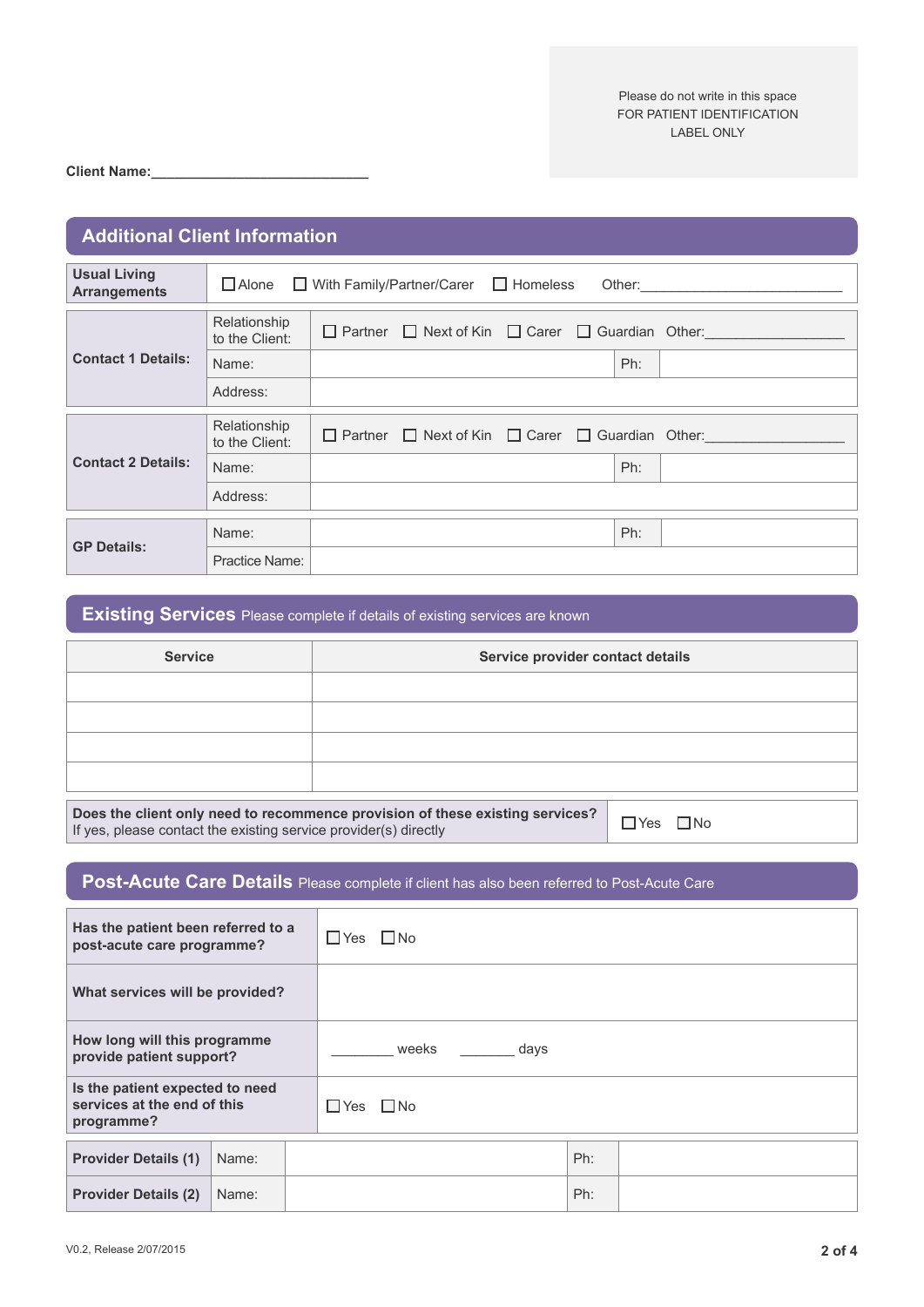Please do not write in this space
FOR PATIENT IDENTIFICATION
LABEL ONLY

**Client Name:**____________________________

## Additional Client Information

| **Usual Living Arrangements** | ☐ Alone ☐ With Family/Partner/Carer ☐ Homeless Other:___________________________ | | |
|---|---|---|---|
| **Contact 1 Details:** | Relationship to the Client: | ☐ Partner ☐ Next of Kin ☐ Carer ☐ Guardian Other:__________________ | |
| | Name: | | Ph: |
| | Address: | | |
| **Contact 2 Details:** | Relationship to the Client: | ☐ Partner ☐ Next of Kin ☐ Carer ☐ Guardian Other:__________________ | |
| | Name: | | Ph: |
| | Address: | | |
| **GP Details:** | Name: | | Ph: |
| | Practice Name: | | |

## Existing Services Please complete if details of existing services are known

| Service | Service provider contact details |
|---|---|
| | |
| | |
| | |
| | |

| **Does the client only need to recommence provision of these existing services?** If yes, please contact the existing service provider(s) directly | ☐ Yes ☐ No |
|---|---|

## Post-Acute Care Details Please complete if client has also been referred to Post-Acute Care

| **Has the patient been referred to a post-acute care programme?** | ☐ Yes ☐ No |
|---|---|
| **What services will be provided?** | |
| **How long will this programme provide patient support?** | ________ weeks ________ days |
| **Is the patient expected to need services at the end of this programme?** | ☐ Yes ☐ No |

| **Provider Details (1)** | Name: | | Ph: | |
|---|---|---|---|---|
| **Provider Details (2)** | Name: | | Ph: | |

V0.2, Release 2/07/2015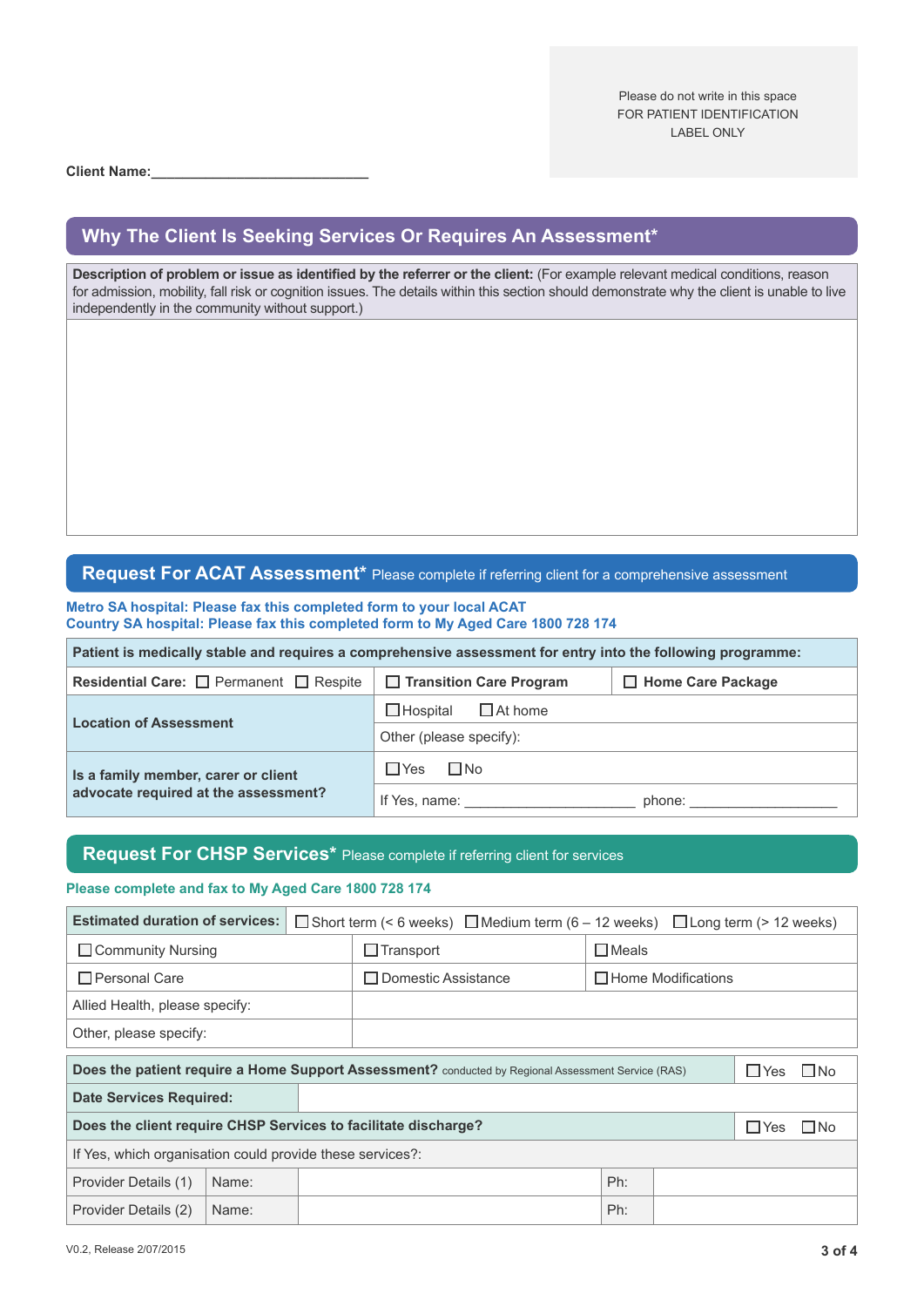Please do not write in this space
FOR PATIENT IDENTIFICATION
LABEL ONLY

**Client Name:**\_\_\_\_\_\_\_\_\_\_\_\_\_\_\_\_\_\_\_\_\_\_\_\_\_\_\_\_\_

## Why The Client Is Seeking Services Or Requires An Assessment*

**Description of problem or issue as identified by the referrer or the client:** (For example relevant medical conditions, reason for admission, mobility, fall risk or cognition issues. The details within this section should demonstrate why the client is unable to live independently in the community without support.)

## Request For ACAT Assessment* Please complete if referring client for a comprehensive assessment

**Metro SA hospital: Please fax this completed form to your local ACAT**
**Country SA hospital: Please fax this completed form to My Aged Care 1800 728 174**

| **Patient is medically stable and requires a comprehensive assessment for entry into the following programme:** | | |
|---|---|---|
| **Residential Care:** ☐ Permanent ☐ Respite | ☐ **Transition Care Program** | ☐ **Home Care Package** |
| **Location of Assessment** | ☐Hospital ☐At home | |
| | Other (please specify): | |
| **Is a family member, carer or client advocate required at the assessment?** | ☐Yes ☐No | |
| | If Yes, name: \_\_\_\_\_\_\_\_\_\_\_\_\_\_\_\_\_\_\_\_\_\_ | phone: \_\_\_\_\_\_\_\_\_\_\_\_\_\_\_\_\_\_\_ |

## Request For CHSP Services* Please complete if referring client for services

**Please complete and fax to My Aged Care 1800 728 174**

| **Estimated duration of services:** | ☐Short term (< 6 weeks) ☐Medium term (6 – 12 weeks) ☐Long term (> 12 weeks) | |
|---|---|---|
| ☐Community Nursing | ☐Transport | ☐Meals |
| ☐Personal Care | ☐Domestic Assistance | ☐Home Modifications |
| Allied Health, please specify: | | |
| Other, please specify: | | |

| **Does the patient require a Home Support Assessment?** conducted by Regional Assessment Service (RAS) | | | ☐Yes ☐No |
|---|---|---|---|
| **Date Services Required:** | | | |
| **Does the client require CHSP Services to facilitate discharge?** | | | ☐Yes ☐No |
| If Yes, which organisation could provide these services?: | | | |
| Provider Details (1) | Name: | Ph: | |
| Provider Details (2) | Name: | Ph: | |

V0.2, Release 2/07/2015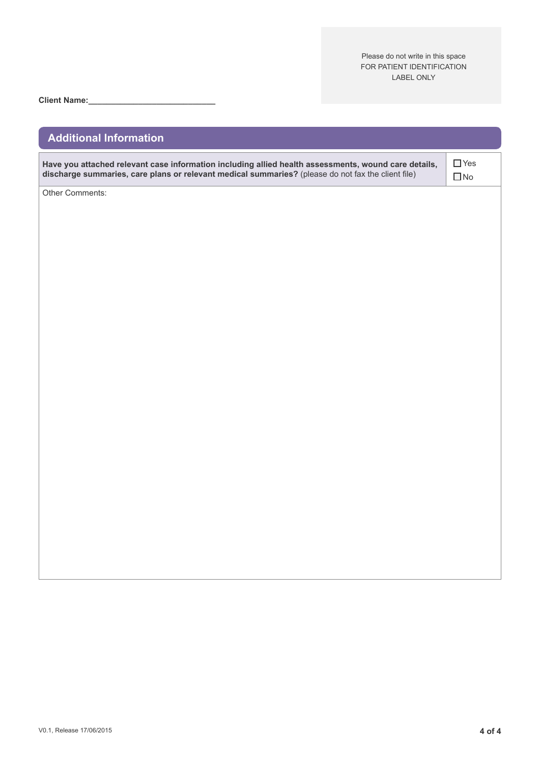Please do not write in this space
FOR PATIENT IDENTIFICATION
LABEL ONLY

**Client Name:**\_\_\_\_\_\_\_\_\_\_\_\_\_\_\_\_\_\_\_\_\_\_\_\_\_\_\_\_

## Additional Information

| | |
|---|---|
| **Have you attached relevant case information including allied health assessments, wound care details, discharge summaries, care plans or relevant medical summaries?** (please do not fax the client file) | ☐ Yes<br>☐ No |

Other Comments:

V0.1, Release 17/06/2015